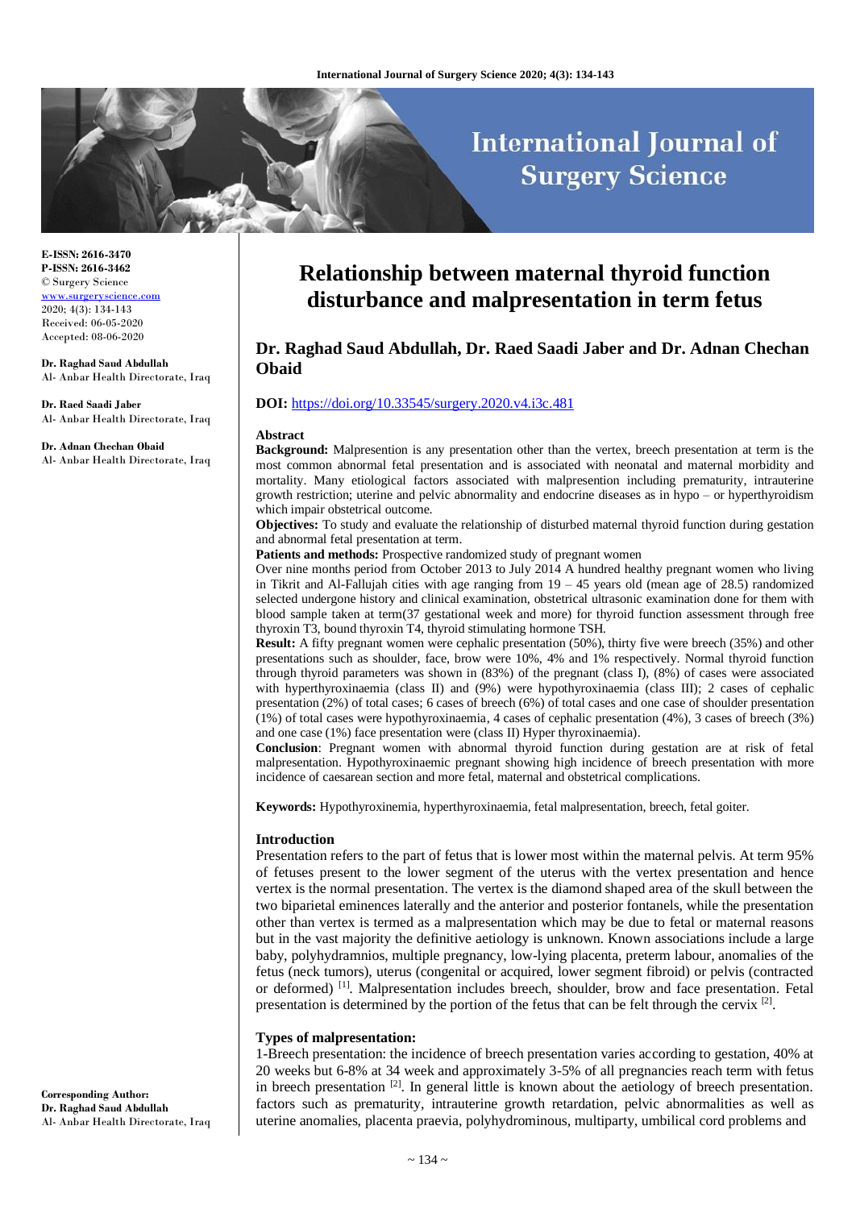# Relationship between maternal thyroid function disturbance and malpresentation in term fetus

**Dr. Raghad Saud Abdullah, Dr. Raed Saadi Jaber and Dr. Adnan Chechan Obaid**

**DOI:** https://doi.org/10.33545/surgery.2020.v4.i3c.481

E-ISSN: 2616-3470
P-ISSN: 2616-3462
© Surgery Science
www.surgeryscience.com
2020; 4(3): 134-143
Received: 06-05-2020
Accepted: 08-06-2020

**Dr. Raghad Saud Abdullah**
Al- Anbar Health Directorate, Iraq

**Dr. Raed Saadi Jaber**
Al- Anbar Health Directorate, Iraq

**Dr. Adnan Chechan Obaid**
Al- Anbar Health Directorate, Iraq

**Corresponding Author:**
**Dr. Raghad Saud Abdullah**
Al- Anbar Health Directorate, Iraq

## Abstract

**Background:** Malpresention is any presentation other than the vertex, breech presentation at term is the most common abnormal fetal presentation and is associated with neonatal and maternal morbidity and mortality. Many etiological factors associated with malpresention including prematurity, intrauterine growth restriction; uterine and pelvic abnormality and endocrine diseases as in hypo – or hyperthyroidism which impair obstetrical outcome.

**Objectives:** To study and evaluate the relationship of disturbed maternal thyroid function during gestation and abnormal fetal presentation at term.

**Patients and methods:** Prospective randomized study of pregnant women

Over nine months period from October 2013 to July 2014 A hundred healthy pregnant women who living in Tikrit and Al-Fallujah cities with age ranging from 19 – 45 years old (mean age of 28.5) randomized selected undergone history and clinical examination, obstetrical ultrasonic examination done for them with blood sample taken at term(37 gestational week and more) for thyroid function assessment through free thyroxin T3, bound thyroxin T4, thyroid stimulating hormone TSH.

**Result:** A fifty pregnant women were cephalic presentation (50%), thirty five were breech (35%) and other presentations such as shoulder, face, brow were 10%, 4% and 1% respectively. Normal thyroid function through thyroid parameters was shown in (83%) of the pregnant (class I), (8%) of cases were associated with hyperthyroxinaemia (class II) and (9%) were hypothyroxinaemia (class III); 2 cases of cephalic presentation (2%) of total cases; 6 cases of breech (6%) of total cases and one case of shoulder presentation (1%) of total cases were hypothyroxinaemia, 4 cases of cephalic presentation (4%), 3 cases of breech (3%) and one case (1%) face presentation were (class II) Hyper thyroxinaemia).

**Conclusion**: Pregnant women with abnormal thyroid function during gestation are at risk of fetal malpresentation. Hypothyroxinaemic pregnant showing high incidence of breech presentation with more incidence of caesarean section and more fetal, maternal and obstetrical complications.

**Keywords:** Hypothyroxinemia, hyperthyroxinaemia, fetal malpresentation, breech, fetal goiter.

## Introduction

Presentation refers to the part of fetus that is lower most within the maternal pelvis. At term 95% of fetuses present to the lower segment of the uterus with the vertex presentation and hence vertex is the normal presentation. The vertex is the diamond shaped area of the skull between the two biparietal eminences laterally and the anterior and posterior fontanels, while the presentation other than vertex is termed as a malpresentation which may be due to fetal or maternal reasons but in the vast majority the definitive aetiology is unknown. Known associations include a large baby, polyhydramnios, multiple pregnancy, low-lying placenta, preterm labour, anomalies of the fetus (neck tumors), uterus (congenital or acquired, lower segment fibroid) or pelvis (contracted or deformed) [1]. Malpresentation includes breech, shoulder, brow and face presentation. Fetal presentation is determined by the portion of the fetus that can be felt through the cervix [2].

### Types of malpresentation:

1-Breech presentation: the incidence of breech presentation varies according to gestation, 40% at 20 weeks but 6-8% at 34 week and approximately 3-5% of all pregnancies reach term with fetus in breech presentation [2]. In general little is known about the aetiology of breech presentation. factors such as prematurity, intrauterine growth retardation, pelvic abnormalities as well as uterine anomalies, placenta praevia, polyhydrominous, multiparty, umbilical cord problems and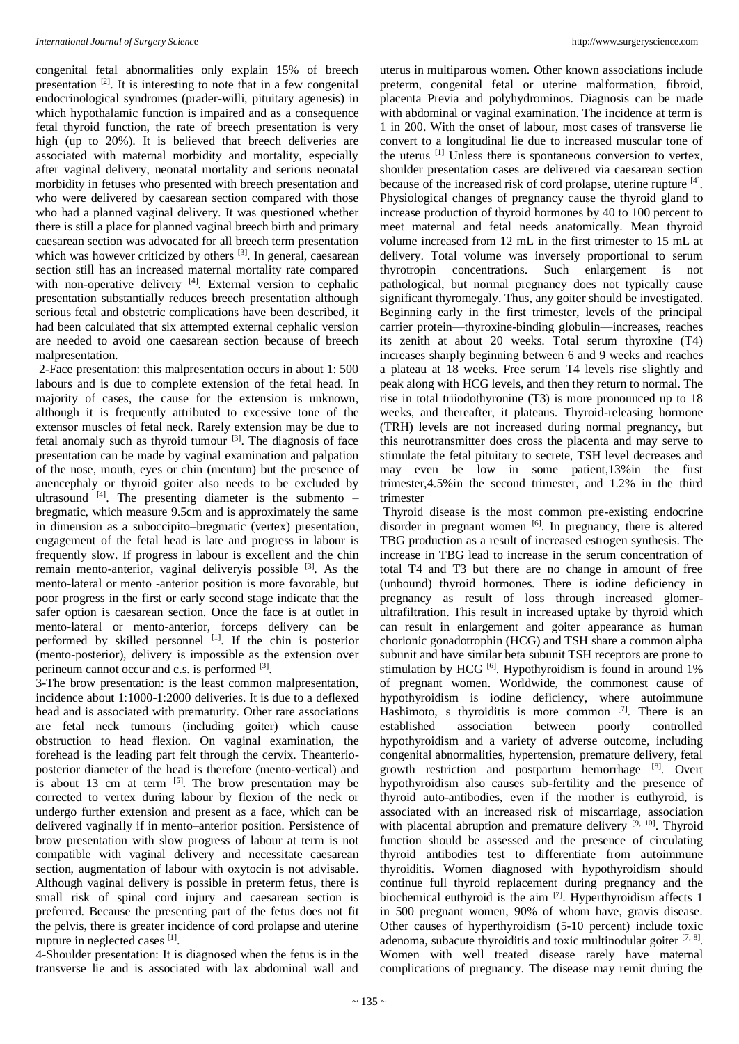congenital fetal abnormalities only explain 15% of breech presentation [2]. It is interesting to note that in a few congenital endocrinological syndromes (prader-willi, pituitary agenesis) in which hypothalamic function is impaired and as a consequence fetal thyroid function, the rate of breech presentation is very high (up to 20%). It is believed that breech deliveries are associated with maternal morbidity and mortality, especially after vaginal delivery, neonatal mortality and serious neonatal morbidity in fetuses who presented with breech presentation and who were delivered by caesarean section compared with those who had a planned vaginal delivery. It was questioned whether there is still a place for planned vaginal breech birth and primary caesarean section was advocated for all breech term presentation which was however criticized by others [3]. In general, caesarean section still has an increased maternal mortality rate compared with non-operative delivery [4]. External version to cephalic presentation substantially reduces breech presentation although serious fetal and obstetric complications have been described, it had been calculated that six attempted external cephalic version are needed to avoid one caesarean section because of breech malpresentation.

2-Face presentation: this malpresentation occurs in about 1: 500 labours and is due to complete extension of the fetal head. In majority of cases, the cause for the extension is unknown, although it is frequently attributed to excessive tone of the extensor muscles of fetal neck. Rarely extension may be due to fetal anomaly such as thyroid tumour [3]. The diagnosis of face presentation can be made by vaginal examination and palpation of the nose, mouth, eyes or chin (mentum) but the presence of anencephaly or thyroid goiter also needs to be excluded by ultrasound [4]. The presenting diameter is the submento – bregmatic, which measure 9.5cm and is approximately the same in dimension as a suboccipito–bregmatic (vertex) presentation, engagement of the fetal head is late and progress in labour is frequently slow. If progress in labour is excellent and the chin remain mento-anterior, vaginal deliveryis possible [3]. As the mento-lateral or mento -anterior position is more favorable, but poor progress in the first or early second stage indicate that the safer option is caesarean section. Once the face is at outlet in mento-lateral or mento-anterior, forceps delivery can be performed by skilled personnel [1]. If the chin is posterior (mento-posterior), delivery is impossible as the extension over perineum cannot occur and c.s. is performed [3].

3-The brow presentation: is the least common malpresentation, incidence about 1:1000-1:2000 deliveries. It is due to a deflexed head and is associated with prematurity. Other rare associations are fetal neck tumours (including goiter) which cause obstruction to head flexion. On vaginal examination, the forehead is the leading part felt through the cervix. Theanterio-posterior diameter of the head is therefore (mento-vertical) and is about 13 cm at term [5]. The brow presentation may be corrected to vertex during labour by flexion of the neck or undergo further extension and present as a face, which can be delivered vaginally if in mento–anterior position. Persistence of brow presentation with slow progress of labour at term is not compatible with vaginal delivery and necessitate caesarean section, augmentation of labour with oxytocin is not advisable. Although vaginal delivery is possible in preterm fetus, there is small risk of spinal cord injury and caesarean section is preferred. Because the presenting part of the fetus does not fit the pelvis, there is greater incidence of cord prolapse and uterine rupture in neglected cases [1].

4-Shoulder presentation: It is diagnosed when the fetus is in the transverse lie and is associated with lax abdominal wall and uterus in multiparous women. Other known associations include preterm, congenital fetal or uterine malformation, fibroid, placenta Previa and polyhydrominos. Diagnosis can be made with abdominal or vaginal examination. The incidence at term is 1 in 200. With the onset of labour, most cases of transverse lie convert to a longitudinal lie due to increased muscular tone of the uterus [1] Unless there is spontaneous conversion to vertex, shoulder presentation cases are delivered via caesarean section because of the increased risk of cord prolapse, uterine rupture [4]. Physiological changes of pregnancy cause the thyroid gland to increase production of thyroid hormones by 40 to 100 percent to meet maternal and fetal needs anatomically. Mean thyroid volume increased from 12 mL in the first trimester to 15 mL at delivery. Total volume was inversely proportional to serum thyrotropin concentrations. Such enlargement is not pathological, but normal pregnancy does not typically cause significant thyromegaly. Thus, any goiter should be investigated. Beginning early in the first trimester, levels of the principal carrier protein—thyroxine-binding globulin—increases, reaches its zenith at about 20 weeks. Total serum thyroxine (T4) increases sharply beginning between 6 and 9 weeks and reaches a plateau at 18 weeks. Free serum T4 levels rise slightly and peak along with HCG levels, and then they return to normal. The rise in total triiodothyronine (T3) is more pronounced up to 18 weeks, and thereafter, it plateaus. Thyroid-releasing hormone (TRH) levels are not increased during normal pregnancy, but this neurotransmitter does cross the placenta and may serve to stimulate the fetal pituitary to secrete, TSH level decreases and may even be low in some patient,13%in the first trimester,4.5%in the second trimester, and 1.2% in the third trimester

Thyroid disease is the most common pre-existing endocrine disorder in pregnant women [6]. In pregnancy, there is altered TBG production as a result of increased estrogen synthesis. The increase in TBG lead to increase in the serum concentration of total T4 and T3 but there are no change in amount of free (unbound) thyroid hormones. There is iodine deficiency in pregnancy as result of loss through increased glomer-ultrafiltration. This result in increased uptake by thyroid which can result in enlargement and goiter appearance as human chorionic gonadotrophin (HCG) and TSH share a common alpha subunit and have similar beta subunit TSH receptors are prone to stimulation by HCG [6]. Hypothyroidism is found in around 1% of pregnant women. Worldwide, the commonest cause of hypothyroidism is iodine deficiency, where autoimmune Hashimoto, s thyroiditis is more common [7]. There is an established association between poorly controlled hypothyroidism and a variety of adverse outcome, including congenital abnormalities, hypertension, premature delivery, fetal growth restriction and postpartum hemorrhage [8]. Overt hypothyroidism also causes sub-fertility and the presence of thyroid auto-antibodies, even if the mother is euthyroid, is associated with an increased risk of miscarriage, association with placental abruption and premature delivery [9, 10]. Thyroid function should be assessed and the presence of circulating thyroid antibodies test to differentiate from autoimmune thyroiditis. Women diagnosed with hypothyroidism should continue full thyroid replacement during pregnancy and the biochemical euthyroid is the aim [7]. Hyperthyroidism affects 1 in 500 pregnant women, 90% of whom have, gravis disease. Other causes of hyperthyroidism (5-10 percent) include toxic adenoma, subacute thyroiditis and toxic multinodular goiter [7, 8]. Women with well treated disease rarely have maternal complications of pregnancy. The disease may remit during the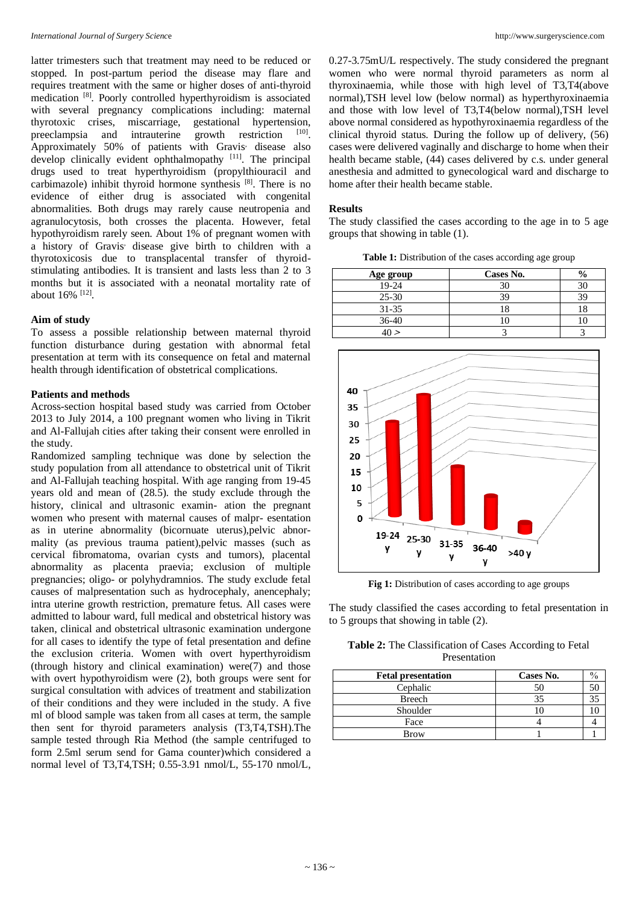latter trimesters such that treatment may need to be reduced or stopped. In post-partum period the disease may flare and requires treatment with the same or higher doses of anti-thyroid medication [8]. Poorly controlled hyperthyroidism is associated with several pregnancy complications including: maternal thyrotoxic crises, miscarriage, gestational hypertension, preeclampsia and intrauterine growth restriction [10]. Approximately 50% of patients with Gravis' disease also develop clinically evident ophthalmopathy [11]. The principal drugs used to treat hyperthyroidism (propylthiouracil and carbimazole) inhibit thyroid hormone synthesis [8]. There is no evidence of either drug is associated with congenital abnormalities. Both drugs may rarely cause neutropenia and agranulocytosis, both crosses the placenta. However, fetal hypothyroidism rarely seen. About 1% of pregnant women with a history of Gravis' disease give birth to children with a thyrotoxicosis due to transplacental transfer of thyroid-stimulating antibodies. It is transient and lasts less than 2 to 3 months but it is associated with a neonatal mortality rate of about 16% [12].

## Aim of study

To assess a possible relationship between maternal thyroid function disturbance during gestation with abnormal fetal presentation at term with its consequence on fetal and maternal health through identification of obstetrical complications.

## Patients and methods

Across-section hospital based study was carried from October 2013 to July 2014, a 100 pregnant women who living in Tikrit and Al-Fallujah cities after taking their consent were enrolled in the study.

Randomized sampling technique was done by selection the study population from all attendance to obstetrical unit of Tikrit and Al-Fallujah teaching hospital. With age ranging from 19-45 years old and mean of (28.5). the study exclude through the history, clinical and ultrasonic examin- ation the pregnant women who present with maternal causes of malpr- esentation as in uterine abnormality (bicornuate uterus),pelvic abnor- mality (as previous trauma patient),pelvic masses (such as cervical fibromatoma, ovarian cysts and tumors), placental abnormality as placenta praevia; exclusion of multiple pregnancies; oligo- or polyhydramnios. The study exclude fetal causes of malpresentation such as hydrocephaly, anencephaly; intra uterine growth restriction, premature fetus. All cases were admitted to labour ward, full medical and obstetrical history was taken, clinical and obstetrical ultrasonic examination undergone for all cases to identify the type of fetal presentation and define the exclusion criteria. Women with overt hyperthyroidism (through history and clinical examination) were(7) and those with overt hypothyroidism were (2), both groups were sent for surgical consultation with advices of treatment and stabilization of their conditions and they were included in the study. A five ml of blood sample was taken from all cases at term, the sample then sent for thyroid parameters analysis (T3,T4,TSH).The sample tested through Ria Method (the sample centrifuged to form 2.5ml serum send for Gama counter)which considered a normal level of T3,T4,TSH; 0.55-3.91 nmol/L, 55-170 nmol/L, 0.27-3.75mU/L respectively. The study considered the pregnant women who were normal thyroid parameters as norm al thyroxinaemia, while those with high level of T3,T4(above normal),TSH level low (below normal) as hyperthyroxinaemia and those with low level of T3,T4(below normal),TSH level above normal considered as hypothyroxinaemia regardless of the clinical thyroid status. During the follow up of delivery, (56) cases were delivered vaginally and discharge to home when their health became stable, (44) cases delivered by c.s. under general anesthesia and admitted to gynecological ward and discharge to home after their health became stable.

## Results

The study classified the cases according to the age in to 5 age groups that showing in table (1).

**Table 1:** Distribution of the cases according age group

| Age group | Cases No. | % |
|---|---|---|
| 19-24 | 30 | 30 |
| 25-30 | 39 | 39 |
| 31-35 | 18 | 18 |
| 36-40 | 10 | 10 |
| 40 > | 3 | 3 |

**Fig 1:** Distribution of cases according to age groups

The study classified the cases according to fetal presentation in to 5 groups that showing in table (2).

**Table 2:** The Classification of Cases According to Fetal Presentation

| Fetal presentation | Cases No. | % |
|---|---|---|
| Cephalic | 50 | 50 |
| Breech | 35 | 35 |
| Shoulder | 10 | 10 |
| Face | 4 | 4 |
| Brow | 1 | 1 |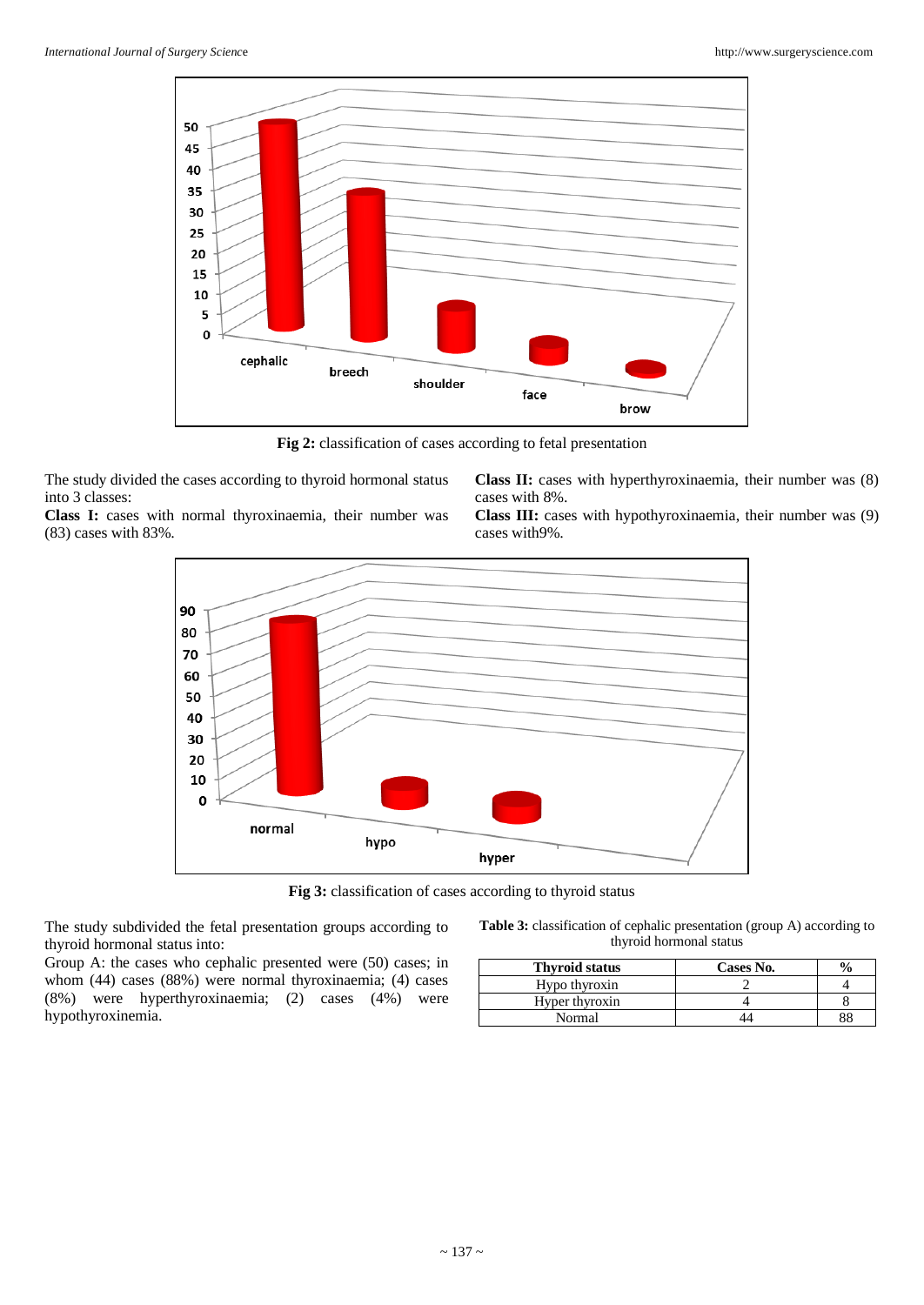Fig 2: classification of cases according to fetal presentation

The study divided the cases according to thyroid hormonal status into 3 classes:

**Class I:** cases with normal thyroxinaemia, their number was (83) cases with 83%.

**Class II:** cases with hyperthyroxinaemia, their number was (8) cases with 8%.

**Class III:** cases with hypothyroxinaemia, their number was (9) cases with9%.

Fig 3: classification of cases according to thyroid status

The study subdivided the fetal presentation groups according to thyroid hormonal status into:

Group A: the cases who cephalic presented were (50) cases; in whom (44) cases (88%) were normal thyroxinaemia; (4) cases (8%) were hyperthyroxinaemia; (2) cases (4%) were hypothyroxinemia.

**Table 3:** classification of cephalic presentation (group A) according to thyroid hormonal status

| Thyroid status | Cases No. | % |
|---|---|---|
| Hypo thyroxin | 2 | 4 |
| Hyper thyroxin | 4 | 8 |
| Normal | 44 | 88 |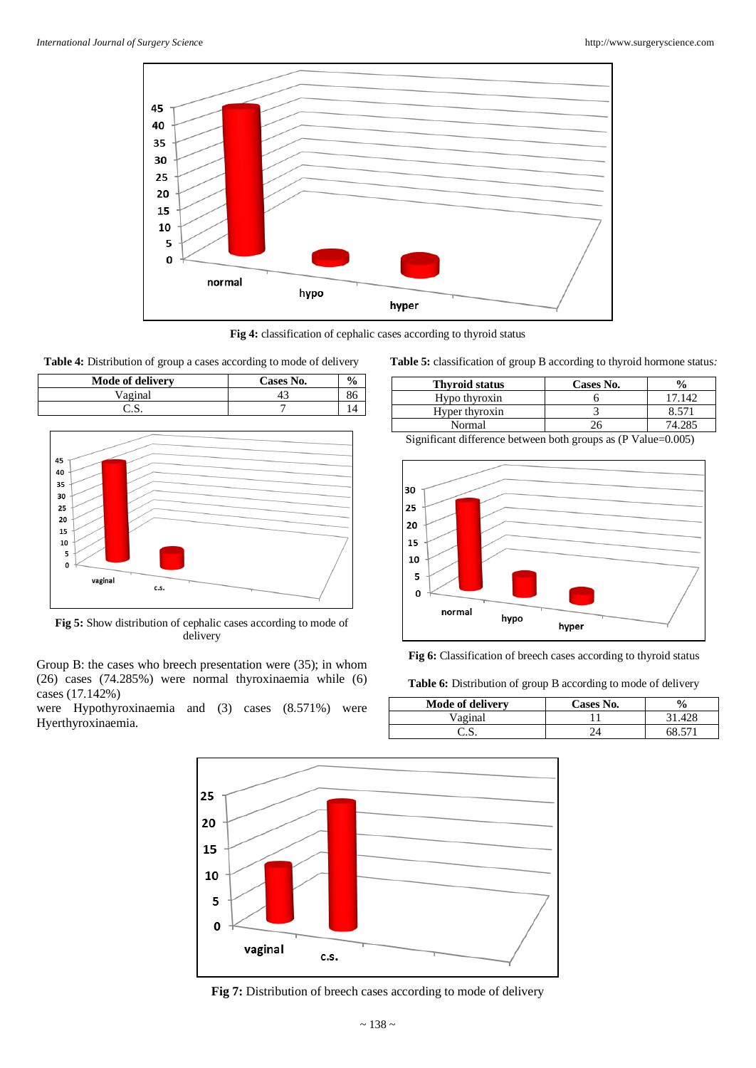Fig 4: classification of cephalic cases according to thyroid status

**Table 4:** Distribution of group a cases according to mode of delivery

| Mode of delivery | Cases No. | % |
|---|---|---|
| Vaginal | 43 | 86 |
| C.S. | 7 | 14 |

**Fig 5:** Show distribution of cephalic cases according to mode of delivery

Group B: the cases who breech presentation were (35); in whom (26) cases (74.285%) were normal thyroxinaemia while (6) cases (17.142%) were Hypothyroxinaemia and (3) cases (8.571%) were Hyerthyroxinaemia.

**Table 5:** classification of group B according to thyroid hormone status*:*

| Thyroid status | Cases No. | % |
|---|---|---|
| Hypo thyroxin | 6 | 17.142 |
| Hyper thyroxin | 3 | 8.571 |
| Normal | 26 | 74.285 |

Significant difference between both groups as (P Value=0.005)

**Fig 6:** Classification of breech cases according to thyroid status

**Table 6:** Distribution of group B according to mode of delivery

| Mode of delivery | Cases No. | % |
|---|---|---|
| Vaginal | 11 | 31.428 |
| C.S. | 24 | 68.571 |

**Fig 7:** Distribution of breech cases according to mode of delivery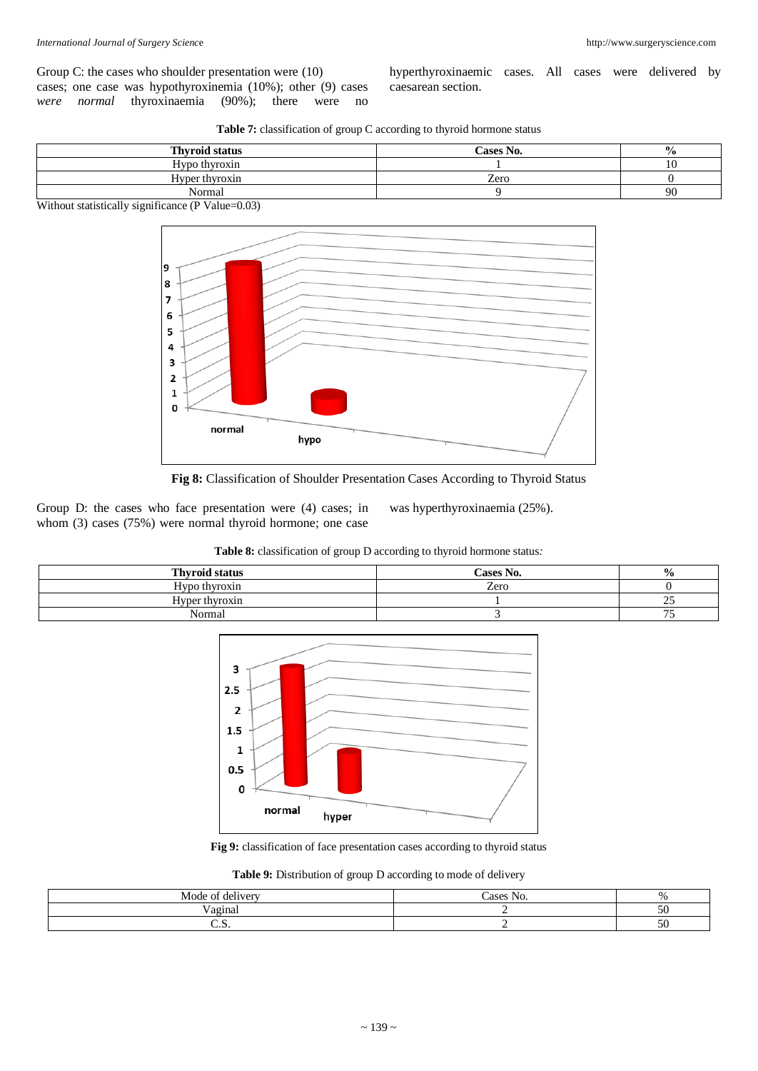Group C: the cases who shoulder presentation were (10) cases; one case was hypothyroxinemia (10%); other (9) cases *were normal* thyroxinaemia (90%); there were no hyperthyroxinaemic cases. All cases were delivered by caesarean section.

**Table 7:** classification of group C according to thyroid hormone status

| Thyroid status | Cases No. | % |
|---|---|---|
| Hypo thyroxin | 1 | 10 |
| Hyper thyroxin | Zero | 0 |
| Normal | 9 | 90 |

Without statistically significance (P Value=0.03)

**Fig 8:** Classification of Shoulder Presentation Cases According to Thyroid Status

Group D: the cases who face presentation were (4) cases; in whom (3) cases (75%) were normal thyroid hormone; one case was hyperthyroxinaemia (25%).

**Table 8:** classification of group D according to thyroid hormone status*:*

| Thyroid status | Cases No. | % |
|---|---|---|
| Hypo thyroxin | Zero | 0 |
| Hyper thyroxin | 1 | 25 |
| Normal | 3 | 75 |

**Fig 9:** classification of face presentation cases according to thyroid status

**Table 9:** Distribution of group D according to mode of delivery

| Mode of delivery | Cases No. | % |
|---|---|---|
| Vaginal | 2 | 50 |
| C.S. | 2 | 50 |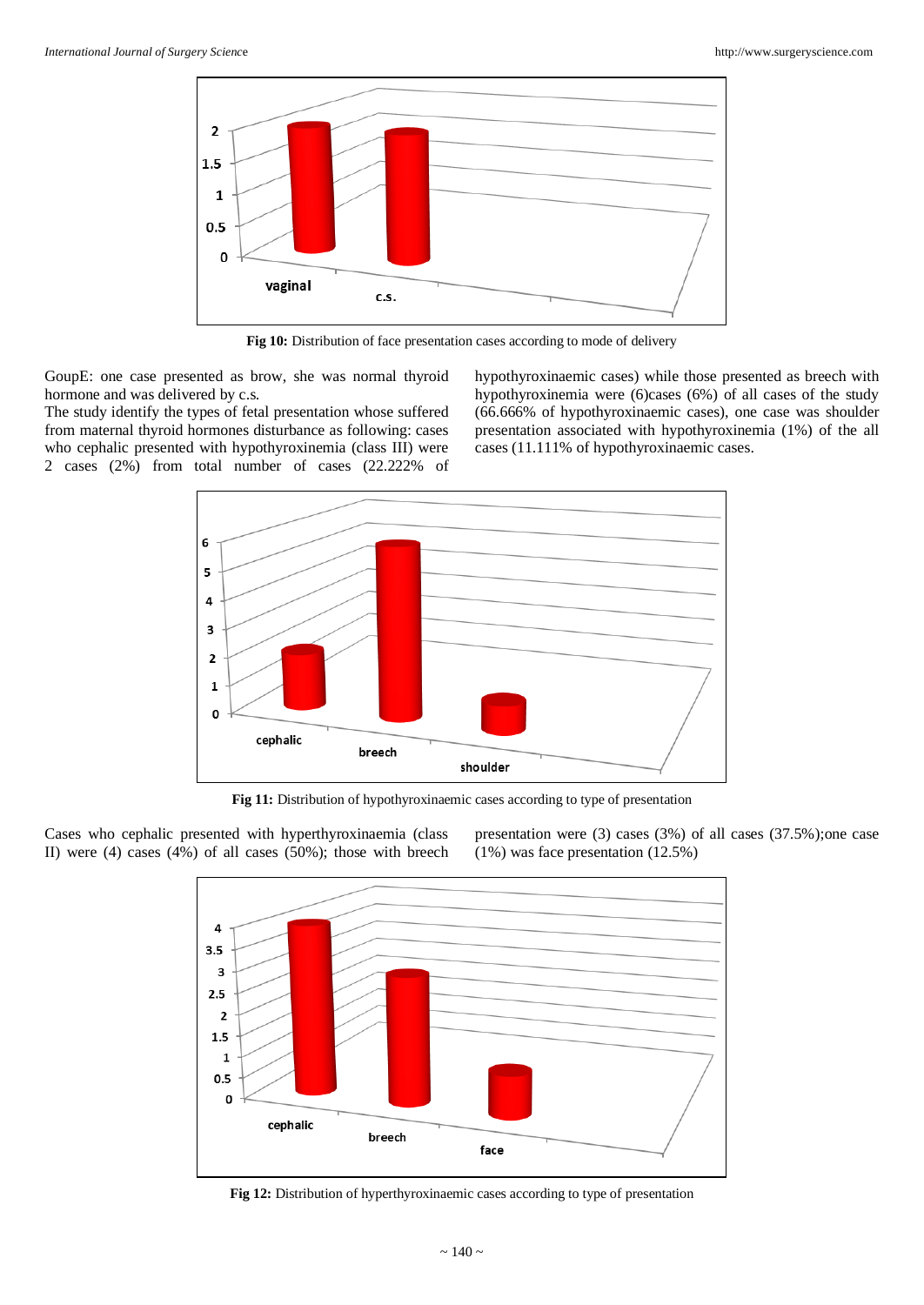Fig 10: Distribution of face presentation cases according to mode of delivery

GoupE: one case presented as brow, she was normal thyroid hormone and was delivered by c.s.

The study identify the types of fetal presentation whose suffered from maternal thyroid hormones disturbance as following: cases who cephalic presented with hypothyroxinemia (class III) were 2 cases (2%) from total number of cases (22.222% of hypothyroxinaemic cases) while those presented as breech with hypothyroxinemia were (6)cases (6%) of all cases of the study (66.666% of hypothyroxinaemic cases), one case was shoulder presentation associated with hypothyroxinemia (1%) of the all cases (11.111% of hypothyroxinaemic cases).

Fig 11: Distribution of hypothyroxinaemic cases according to type of presentation

Cases who cephalic presented with hyperthyroxinaemia (class II) were (4) cases (4%) of all cases (50%); those with breech presentation were (3) cases (3%) of all cases (37.5%);one case (1%) was face presentation (12.5%)

Fig 12: Distribution of hyperthyroxinaemic cases according to type of presentation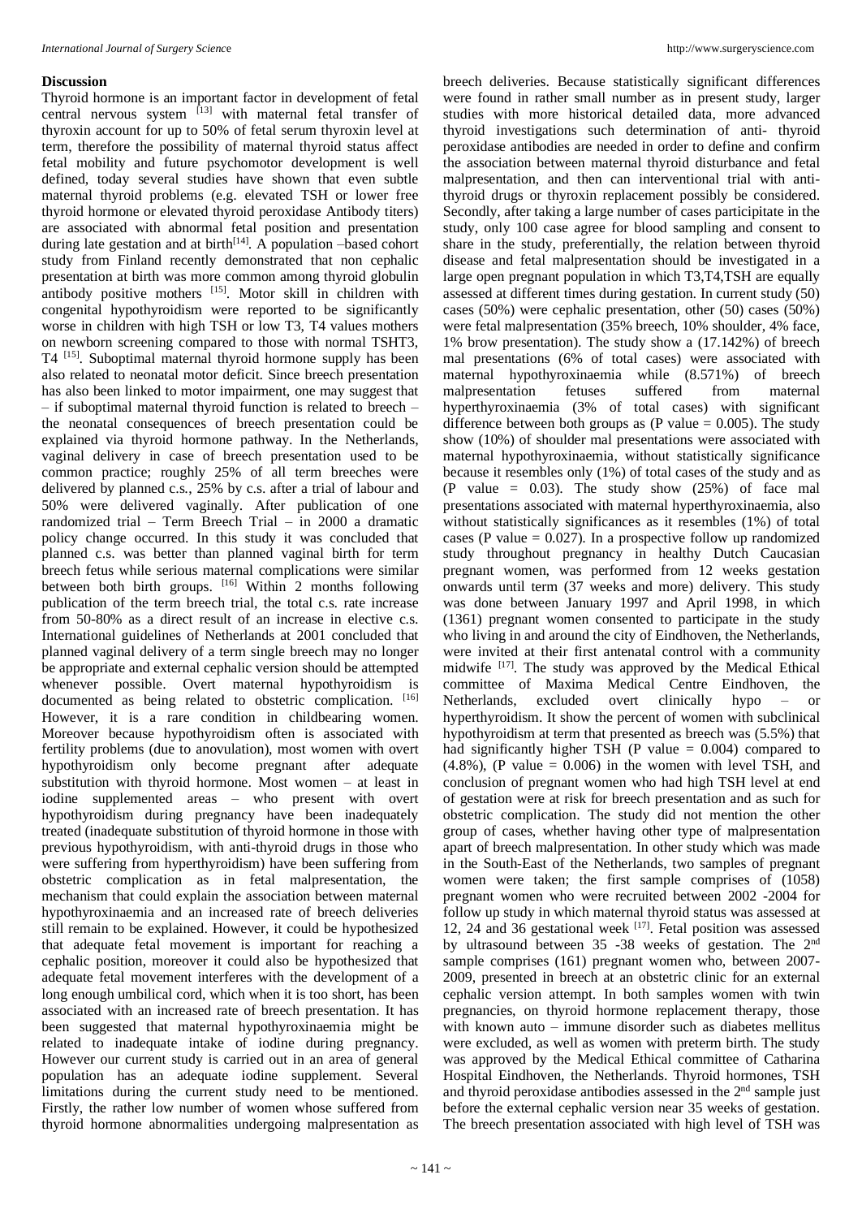## Discussion

Thyroid hormone is an important factor in development of fetal central nervous system [13] with maternal fetal transfer of thyroxin account for up to 50% of fetal serum thyroxin level at term, therefore the possibility of maternal thyroid status affect fetal mobility and future psychomotor development is well defined, today several studies have shown that even subtle maternal thyroid problems (e.g. elevated TSH or lower free thyroid hormone or elevated thyroid peroxidase Antibody titers) are associated with abnormal fetal position and presentation during late gestation and at birth[14]. A population –based cohort study from Finland recently demonstrated that non cephalic presentation at birth was more common among thyroid globulin antibody positive mothers [15]. Motor skill in children with congenital hypothyroidism were reported to be significantly worse in children with high TSH or low T3, T4 values mothers on newborn screening compared to those with normal TSHT3, T4 [15]. Suboptimal maternal thyroid hormone supply has been also related to neonatal motor deficit. Since breech presentation has also been linked to motor impairment, one may suggest that – if suboptimal maternal thyroid function is related to breech – the neonatal consequences of breech presentation could be explained via thyroid hormone pathway. In the Netherlands, vaginal delivery in case of breech presentation used to be common practice; roughly 25% of all term breeches were delivered by planned c.s., 25% by c.s. after a trial of labour and 50% were delivered vaginally. After publication of one randomized trial – Term Breech Trial – in 2000 a dramatic policy change occurred. In this study it was concluded that planned c.s. was better than planned vaginal birth for term breech fetus while serious maternal complications were similar between both birth groups. [16] Within 2 months following publication of the term breech trial, the total c.s. rate increase from 50-80% as a direct result of an increase in elective c.s. International guidelines of Netherlands at 2001 concluded that planned vaginal delivery of a term single breech may no longer be appropriate and external cephalic version should be attempted whenever possible. Overt maternal hypothyroidism is documented as being related to obstetric complication. [16] However, it is a rare condition in childbearing women. Moreover because hypothyroidism often is associated with fertility problems (due to anovulation), most women with overt hypothyroidism only become pregnant after adequate substitution with thyroid hormone. Most women – at least in iodine supplemented areas – who present with overt hypothyroidism during pregnancy have been inadequately treated (inadequate substitution of thyroid hormone in those with previous hypothyroidism, with anti-thyroid drugs in those who were suffering from hyperthyroidism) have been suffering from obstetric complication as in fetal malpresentation, the mechanism that could explain the association between maternal hypothyroxinaemia and an increased rate of breech deliveries still remain to be explained. However, it could be hypothesized that adequate fetal movement is important for reaching a cephalic position, moreover it could also be hypothesized that adequate fetal movement interferes with the development of a long enough umbilical cord, which when it is too short, has been associated with an increased rate of breech presentation. It has been suggested that maternal hypothyroxinaemia might be related to inadequate intake of iodine during pregnancy. However our current study is carried out in an area of general population has an adequate iodine supplement. Several limitations during the current study need to be mentioned. Firstly, the rather low number of women whose suffered from thyroid hormone abnormalities undergoing malpresentation as breech deliveries. Because statistically significant differences were found in rather small number as in present study, larger studies with more historical detailed data, more advanced thyroid investigations such determination of anti- thyroid peroxidase antibodies are needed in order to define and confirm the association between maternal thyroid disturbance and fetal malpresentation, and then can interventional trial with anti-thyroid drugs or thyroxin replacement possibly be considered. Secondly, after taking a large number of cases participitate in the study, only 100 case agree for blood sampling and consent to share in the study, preferentially, the relation between thyroid disease and fetal malpresentation should be investigated in a large open pregnant population in which T3,T4,TSH are equally assessed at different times during gestation. In current study (50) cases (50%) were cephalic presentation, other (50) cases (50%) were fetal malpresentation (35% breech, 10% shoulder, 4% face, 1% brow presentation). The study show a (17.142%) of breech mal presentations (6% of total cases) were associated with maternal hypothyroxinaemia while (8.571%) of breech malpresentation fetuses suffered from maternal hyperthyroxinaemia (3% of total cases) with significant difference between both groups as (P value = 0.005). The study show (10%) of shoulder mal presentations were associated with maternal hypothyroxinaemia, without statistically significance because it resembles only (1%) of total cases of the study and as (P value = 0.03). The study show (25%) of face mal presentations associated with maternal hyperthyroxinaemia, also without statistically significances as it resembles (1%) of total cases (P value = 0.027). In a prospective follow up randomized study throughout pregnancy in healthy Dutch Caucasian pregnant women, was performed from 12 weeks gestation onwards until term (37 weeks and more) delivery. This study was done between January 1997 and April 1998, in which (1361) pregnant women consented to participate in the study who living in and around the city of Eindhoven, the Netherlands, were invited at their first antenatal control with a community midwife [17]. The study was approved by the Medical Ethical committee of Maxima Medical Centre Eindhoven, the Netherlands, excluded overt clinically hypo – or hyperthyroidism. It show the percent of women with subclinical hypothyroidism at term that presented as breech was (5.5%) that had significantly higher TSH (P value = 0.004) compared to (4.8%), (P value = 0.006) in the women with level TSH, and conclusion of pregnant women who had high TSH level at end of gestation were at risk for breech presentation and as such for obstetric complication. The study did not mention the other group of cases, whether having other type of malpresentation apart of breech malpresentation. In other study which was made in the South-East of the Netherlands, two samples of pregnant women were taken; the first sample comprises of (1058) pregnant women who were recruited between 2002 -2004 for follow up study in which maternal thyroid status was assessed at 12, 24 and 36 gestational week [17]. Fetal position was assessed by ultrasound between 35 -38 weeks of gestation. The 2nd sample comprises (161) pregnant women who, between 2007-2009, presented in breech at an obstetric clinic for an external cephalic version attempt. In both samples women with twin pregnancies, on thyroid hormone replacement therapy, those with known auto – immune disorder such as diabetes mellitus were excluded, as well as women with preterm birth. The study was approved by the Medical Ethical committee of Catharina Hospital Eindhoven, the Netherlands. Thyroid hormones, TSH and thyroid peroxidase antibodies assessed in the 2nd sample just before the external cephalic version near 35 weeks of gestation. The breech presentation associated with high level of TSH was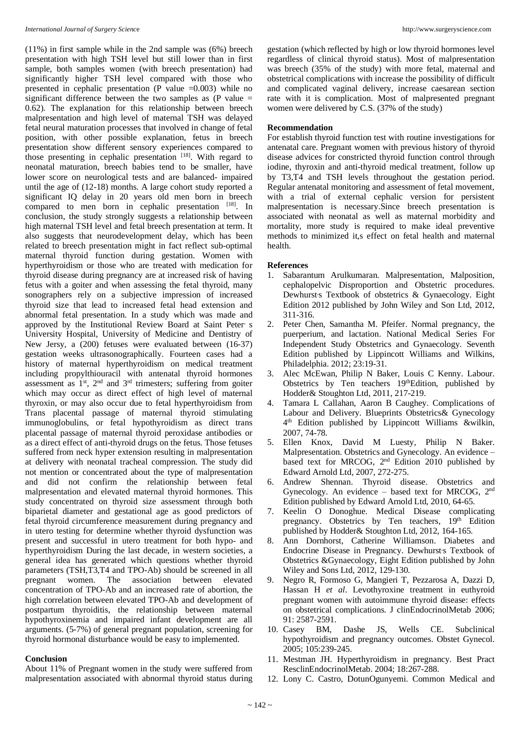(11%) in first sample while in the 2nd sample was (6%) breech presentation with high TSH level but still lower than in first sample, both samples women (with breech presentation) had significantly higher TSH level compared with those who presented in cephalic presentation (P value =0.003) while no significant difference between the two samples as (P value = 0.62). The explanation for this relationship between breech malpresentation and high level of maternal TSH was delayed fetal neural maturation processes that involved in change of fetal position, with other possible explanation, fetus in breech presentation show different sensory experiences compared to those presenting in cephalic presentation [18]. With regard to neonatal maturation, breech babies tend to be smaller, have lower score on neurological tests and are balanced- impaired until the age of (12-18) months. A large cohort study reported a significant IQ delay in 20 years old men born in breech compared to men born in cephalic presentation [18]. In conclusion, the study strongly suggests a relationship between high maternal TSH level and fetal breech presentation at term. It also suggests that neurodevelopment delay, which has been related to breech presentation might in fact reflect sub-optimal maternal thyroid function during gestation. Women with hyperthyroidism or those who are treated with medication for thyroid disease during pregnancy are at increased risk of having fetus with a goiter and when assessing the fetal thyroid, many sonographers rely on a subjective impression of increased thyroid size that lead to increased fetal head extension and abnormal fetal presentation. In a study which was made and approved by the Institutional Review Board at Saint Peter' s University Hospital, University of Medicine and Dentistry of New Jersy, a (200) fetuses were evaluated between (16-37) gestation weeks ultrasonographically. Fourteen cases had a history of maternal hyperthyroidism on medical treatment including propylthiouracil with antenatal thyroid hormones assessment as 1st, 2nd and 3rd trimesters; suffering from goiter which may occur as direct effect of high level of maternal thyroxin, or may also occur due to fetal hyperthyroidism from Trans placental passage of maternal thyroid stimulating immunoglobulins, or fetal hypothyroidism as direct trans placental passage of maternal thyroid peroxidase antibodies or as a direct effect of anti-thyroid drugs on the fetus. Those fetuses suffered from neck hyper extension resulting in malpresentation at delivery with neonatal tracheal compression. The study did not mention or concentrated about the type of malpresentation and did not confirm the relationship between fetal malpresentation and elevated maternal thyroid hormones. This study concentrated on thyroid size assessment through both biparietal diameter and gestational age as good predictors of fetal thyroid circumference measurement during pregnancy and in utero testing for determine whether thyroid dysfunction was present and successful in utero treatment for both hypo- and hyperthyroidism During the last decade, in western societies, a general idea has generated which questions whether thyroid parameters (TSH,T3,T4 and TPO-Ab) should be screened in all pregnant women. The association between elevated concentration of TPO-Ab and an increased rate of abortion, the high correlation between elevated TPO-Ab and development of postpartum thyroiditis, the relationship between maternal hypothyroxinemia and impaired infant development are all arguments. (5-7%) of general pregnant population, screening for thyroid hormonal disturbance would be easy to implemented.

## Conclusion

About 11% of Pregnant women in the study were suffered from malpresentation associated with abnormal thyroid status during gestation (which reflected by high or low thyroid hormones level regardless of clinical thyroid status). Most of malpresentation was breech (35% of the study) with more fetal, maternal and obstetrical complications with increase the possibility of difficult and complicated vaginal delivery, increase caesarean section rate with it is complication. Most of malpresented pregnant women were delivered by C.S. (37% of the study)

## Recommendation

For establish thyroid function test with routine investigations for antenatal care. Pregnant women with previous history of thyroid disease advices for constricted thyroid function control through iodine, thyroxin and anti-thyroid medical treatment, follow up by T3,T4 and TSH levels throughout the gestation period. Regular antenatal monitoring and assessment of fetal movement, with a trial of external cephalic version for persistent malpresentation is necessary.Since breech presentation is associated with neonatal as well as maternal morbidity and mortality, more study is required to make ideal preventive methods to minimized it,s effect on fetal health and maternal health.

## References

1. Sabarantum Arulkumaran. Malpresentation, Malposition, cephalopelvic Disproportion and Obstetric procedures. Dewhurst,s Textbook of obstetrics & Gynaecology. Eight Edition 2012 published by John Wiley and Son Ltd, 2012, 311-316.
2. Peter Chen, Samantha M. Pfeifer. Normal pregnancy, the puerperium, and lactation. National Medical Series For Independent Study Obstetrics and Gynaecology. Seventh Edition published by Lippincott Williams and Wilkins, Philadelphia. 2012; 23:19-31.
3. Alec McEwan, Philip N Baker, Louis C Kenny. Labour. Obstetrics by Ten teachers 19thEdition, published by Hodder& Stoughton Ltd, 2011, 217-219.
4. Tamara L Callahan, Aaron B Caughey. Complications of Labour and Delivery. Blueprints Obstetrics& Gynecology 4th Edition published by Lippincott Williams &wilkin, 2007, 74-78.
5. Ellen Knox, David M Luesty, Philip N Baker. Malpresentation. Obstetrics and Gynecology. An evidence – based text for MRCOG, 2nd Edition 2010 published by Edward Arnold Ltd, 2007, 272-275.
6. Andrew Shennan. Thyroid disease. Obstetrics and Gynecology. An evidence – based text for MRCOG, 2nd Edition published by Edward Arnold Ltd, 2010, 64-65.
7. Keelin O Donoghue. Medical Disease complicating pregnancy. Obstetrics by Ten teachers, 19th Edition published by Hodder& Stoughton Ltd, 2012, 164-165.
8. Ann Dornhorst, Catherine Williamson. Diabetes and Endocrine Disease in Pregnancy. Dewhurst,s Textbook of Obstetrics &Gynaecology, Eight Edition published by John Wiley and Sons Ltd, 2012, 129-130.
9. Negro R, Formoso G, Mangieri T, Pezzarosa A, Dazzi D, Hassan H *et al*. Levothyroxine treatment in euthyroid pregnant women with autoimmune thyroid disease: effects on obstetrical complications. J clinEndocrinolMetab 2006; 91: 2587-2591.
10. Casey BM, Dashe JS, Wells CE. Subclinical hypothyroidism and pregnancy outcomes. Obstet Gynecol. 2005; 105:239-245.
11. Mestman JH. Hyperthyroidism in pregnancy. Best Pract ResclinEndocrinolMetab. 2004; 18:267-288.
12. Lony C. Castro, DotunOgunyemi. Common Medical and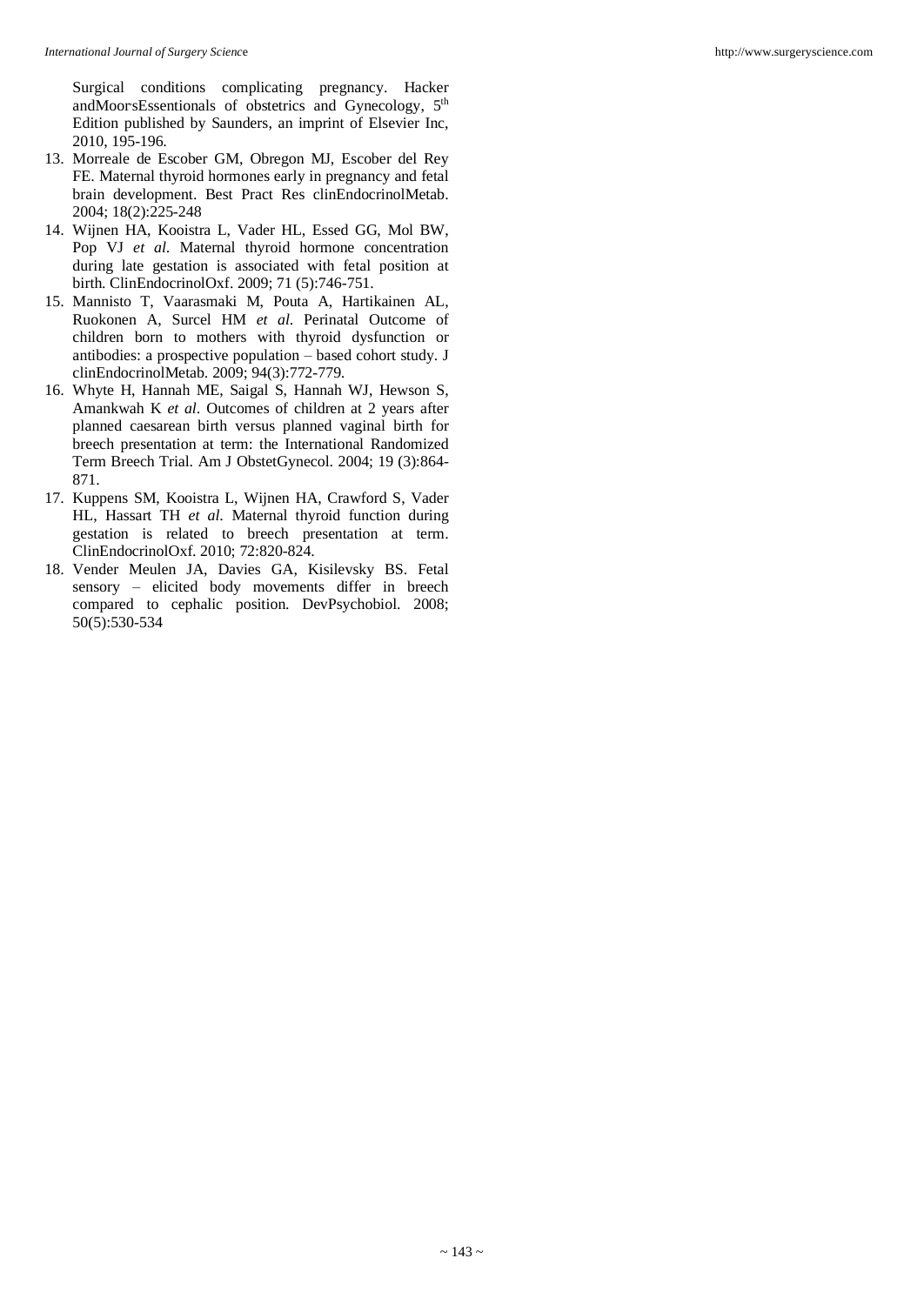Surgical conditions complicating pregnancy. Hacker andMoor'sEssentionals of obstetrics and Gynecology, 5th Edition published by Saunders, an imprint of Elsevier Inc, 2010, 195-196.

13. Morreale de Escober GM, Obregon MJ, Escober del Rey FE. Maternal thyroid hormones early in pregnancy and fetal brain development. Best Pract Res clinEndocrinolMetab. 2004; 18(2):225-248
14. Wijnen HA, Kooistra L, Vader HL, Essed GG, Mol BW, Pop VJ *et al*. Maternal thyroid hormone concentration during late gestation is associated with fetal position at birth. ClinEndocrinolOxf. 2009; 71 (5):746-751.
15. Mannisto T, Vaarasmaki M, Pouta A, Hartikainen AL, Ruokonen A, Surcel HM *et al*. Perinatal Outcome of children born to mothers with thyroid dysfunction or antibodies: a prospective population – based cohort study. J clinEndocrinolMetab. 2009; 94(3):772-779.
16. Whyte H, Hannah ME, Saigal S, Hannah WJ, Hewson S, Amankwah K *et al*. Outcomes of children at 2 years after planned caesarean birth versus planned vaginal birth for breech presentation at term: the International Randomized Term Breech Trial. Am J ObstetGynecol. 2004; 19 (3):864-871.
17. Kuppens SM, Kooistra L, Wijnen HA, Crawford S, Vader HL, Hassart TH *et al*. Maternal thyroid function during gestation is related to breech presentation at term. ClinEndocrinolOxf. 2010; 72:820-824.
18. Vender Meulen JA, Davies GA, Kisilevsky BS. Fetal sensory – elicited body movements differ in breech compared to cephalic position. DevPsychobiol. 2008; 50(5):530-534